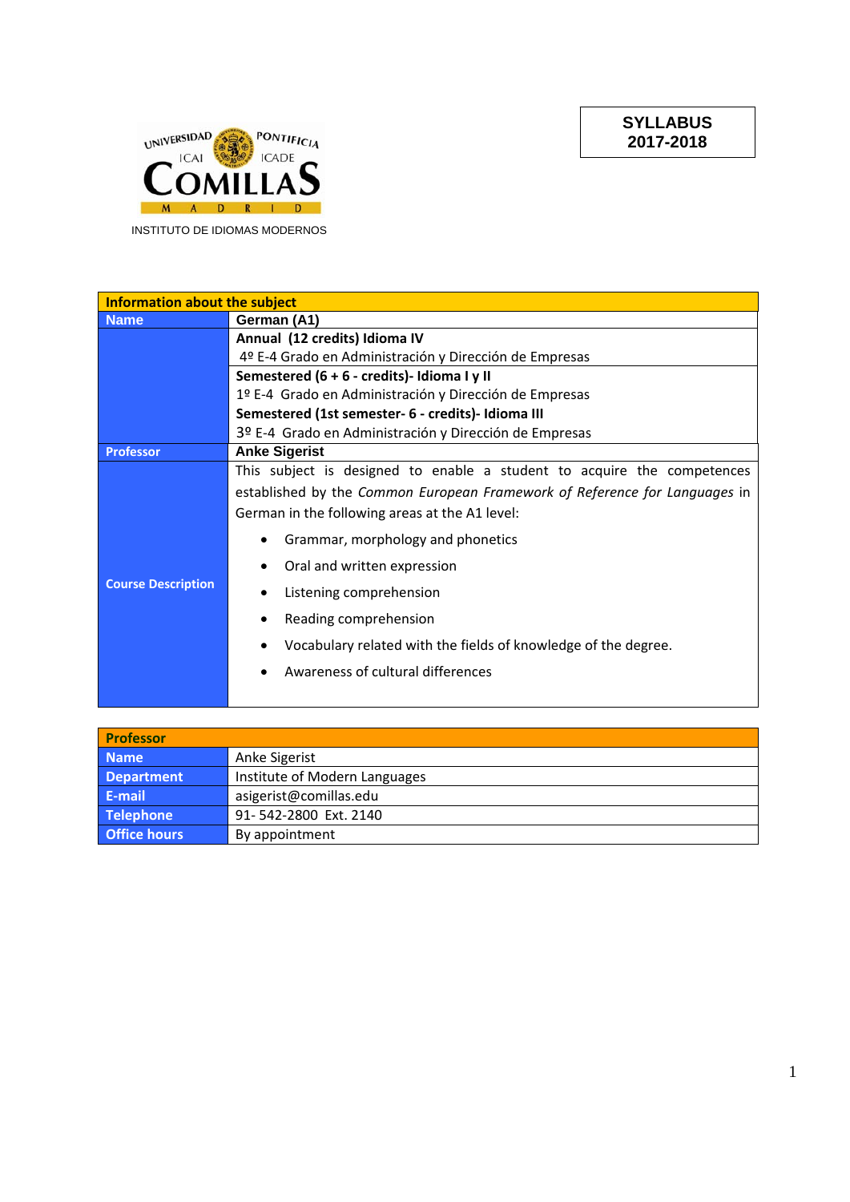UNIVERSIDAD PONTIFICIA ICAI ICADE COMILLAS MADRID

INSTITUTO DE IDIOMAS MODERNOS

**SYLLABUS**
**2017-2018**

| **Information about the subject** | |
|---|---|
| **Name** | **German (A1)** |
| | **Annual (12 credits) Idioma IV**<br>4º E-4 Grado en Administración y Dirección de Empresas |
| | **Semestered (6 + 6 - credits)- Idioma I y II**<br>1º E-4 Grado en Administración y Dirección de Empresas<br>**Semestered (1st semester- 6 - credits)- Idioma III**<br>3º E-4 Grado en Administración y Dirección de Empresas |
| **Professor** | **Anke Sigerist** |
| **Course Description** | This subject is designed to enable a student to acquire the competences established by the *Common European Framework of Reference for Languages* in German in the following areas at the A1 level:<br>• Grammar, morphology and phonetics<br>• Oral and written expression<br>• Listening comprehension<br>• Reading comprehension<br>• Vocabulary related with the fields of knowledge of the degree.<br>• Awareness of cultural differences |

| **Professor** | |
|---|---|
| **Name** | Anke Sigerist |
| **Department** | Institute of Modern Languages |
| **E-mail** | asigerist@comillas.edu |
| **Telephone** | 91- 542-2800 Ext. 2140 |
| **Office hours** | By appointment |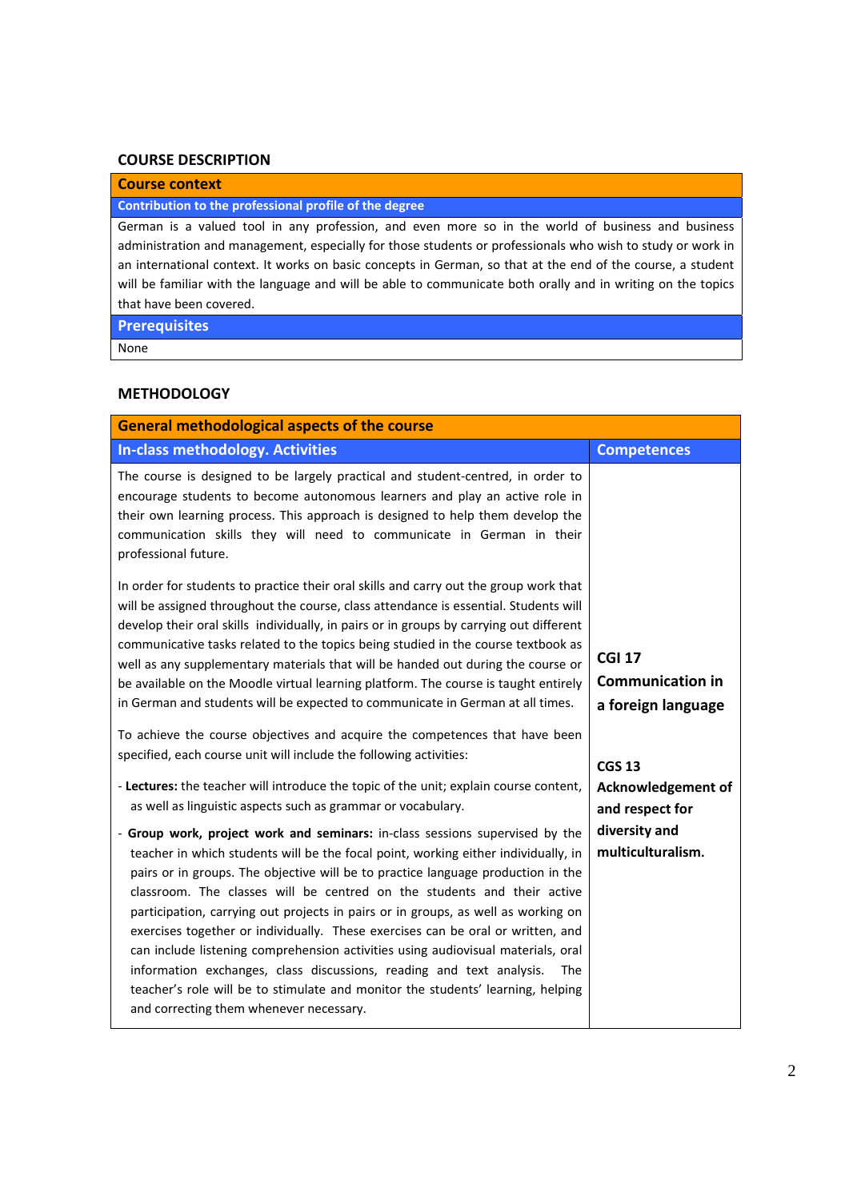## COURSE DESCRIPTION

### Course context

**Contribution to the professional profile of the degree**

German is a valued tool in any profession, and even more so in the world of business and business administration and management, especially for those students or professionals who wish to study or work in an international context. It works on basic concepts in German, so that at the end of the course, a student will be familiar with the language and will be able to communicate both orally and in writing on the topics that have been covered.

**Prerequisites**

None

## METHODOLOGY

| General methodological aspects of the course | |
|---|---|
| **In-class methodology. Activities** | **Competences** |
| The course is designed to be largely practical and student-centred, in order to encourage students to become autonomous learners and play an active role in their own learning process. This approach is designed to help them develop the communication skills they will need to communicate in German in their professional future.<br><br>In order for students to practice their oral skills and carry out the group work that will be assigned throughout the course, class attendance is essential. Students will develop their oral skills individually, in pairs or in groups by carrying out different communicative tasks related to the topics being studied in the course textbook as well as any supplementary materials that will be handed out during the course or be available on the Moodle virtual learning platform. The course is taught entirely in German and students will be expected to communicate in German at all times.<br><br>To achieve the course objectives and acquire the competences that have been specified, each course unit will include the following activities:<br><br>- **Lectures:** the teacher will introduce the topic of the unit; explain course content, as well as linguistic aspects such as grammar or vocabulary.<br>- **Group work, project work and seminars:** in-class sessions supervised by the teacher in which students will be the focal point, working either individually, in pairs or in groups. The objective will be to practice language production in the classroom. The classes will be centred on the students and their active participation, carrying out projects in pairs or in groups, as well as working on exercises together or individually. These exercises can be oral or written, and can include listening comprehension activities using audiovisual materials, oral information exchanges, class discussions, reading and text analysis. The teacher's role will be to stimulate and monitor the students' learning, helping and correcting them whenever necessary. | **CGI 17 Communication in a foreign language**<br><br>**CGS 13 Acknowledgement of and respect for diversity and multiculturalism.** |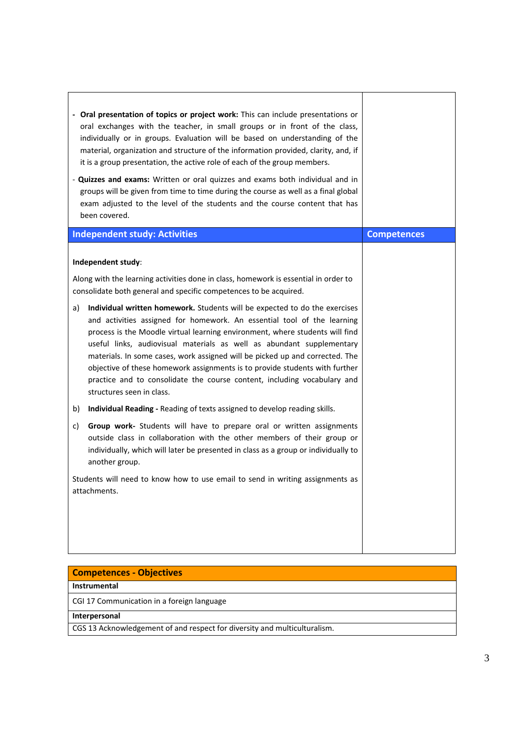| | |
|---|---|
| - **Oral presentation of topics or project work:** This can include presentations or oral exchanges with the teacher, in small groups or in front of the class, individually or in groups. Evaluation will be based on understanding of the material, organization and structure of the information provided, clarity, and, if it is a group presentation, the active role of each of the group members.<br><br>- **Quizzes and exams:** Written or oral quizzes and exams both individual and in groups will be given from time to time during the course as well as a final global exam adjusted to the level of the students and the course content that has been covered. | |
| **Independent study: Activities** | **Competences** |
| **Independent study**:<br><br>Along with the learning activities done in class, homework is essential in order to consolidate both general and specific competences to be acquired.<br><br>a) **Individual written homework.** Students will be expected to do the exercises and activities assigned for homework. An essential tool of the learning process is the Moodle virtual learning environment, where students will find useful links, audiovisual materials as well as abundant supplementary materials. In some cases, work assigned will be picked up and corrected. The objective of these homework assignments is to provide students with further practice and to consolidate the course content, including vocabulary and structures seen in class.<br><br>b) **Individual Reading -** Reading of texts assigned to develop reading skills.<br><br>c) **Group work-** Students will have to prepare oral or written assignments outside class in collaboration with the other members of their group or individually, which will later be presented in class as a group or individually to another group.<br><br>Students will need to know how to use email to send in writing assignments as attachments. | |

| **Competences - Objectives** |
|---|
| **Instrumental** |
| CGI 17 Communication in a foreign language |
| **Interpersonal** |
| CGS 13 Acknowledgement of and respect for diversity and multiculturalism. |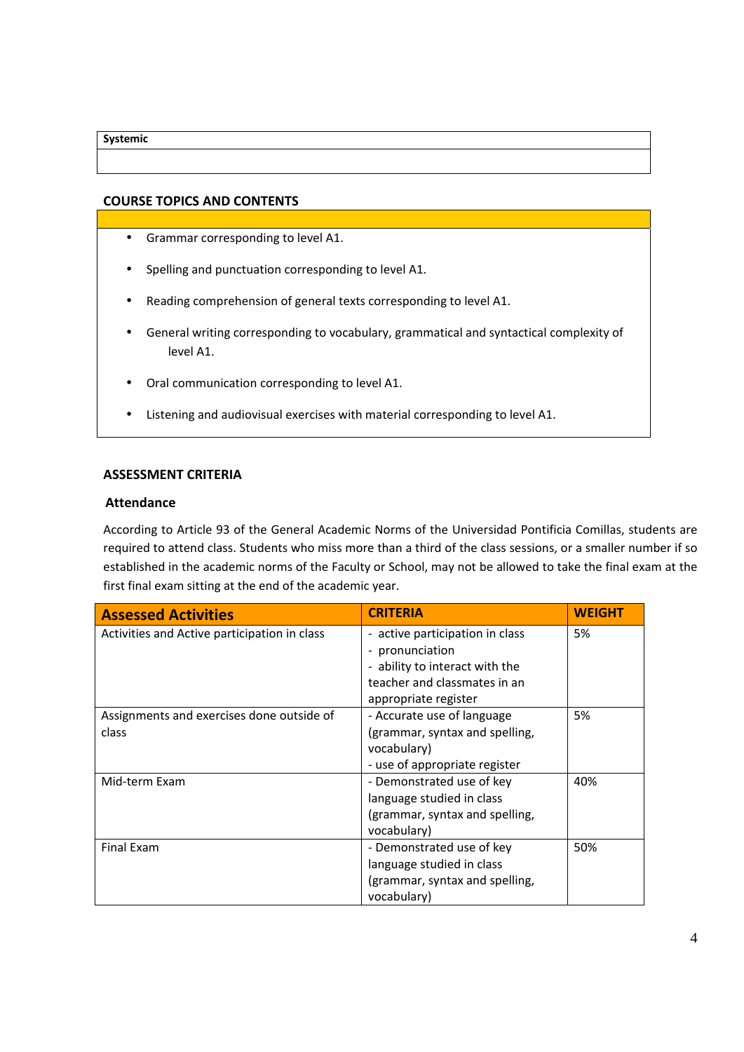| Systemic |
| --- |
| |

## COURSE TOPICS AND CONTENTS

- Grammar corresponding to level A1.
- Spelling and punctuation corresponding to level A1.
- Reading comprehension of general texts corresponding to level A1.
- General writing corresponding to vocabulary, grammatical and syntactical complexity of level A1.
- Oral communication corresponding to level A1.
- Listening and audiovisual exercises with material corresponding to level A1.

## ASSESSMENT CRITERIA

### Attendance

According to Article 93 of the General Academic Norms of the Universidad Pontificia Comillas, students are required to attend class. Students who miss more than a third of the class sessions, or a smaller number if so established in the academic norms of the Faculty or School, may not be allowed to take the final exam at the first final exam sitting at the end of the academic year.

| Assessed Activities | CRITERIA | WEIGHT |
| --- | --- | --- |
| Activities and Active participation in class | - active participation in class<br>- pronunciation<br>- ability to interact with the teacher and classmates in an appropriate register | 5% |
| Assignments and exercises done outside of class | - Accurate use of language (grammar, syntax and spelling, vocabulary)<br>- use of appropriate register | 5% |
| Mid-term Exam | - Demonstrated use of key language studied in class (grammar, syntax and spelling, vocabulary) | 40% |
| Final Exam | - Demonstrated use of key language studied in class (grammar, syntax and spelling, vocabulary) | 50% |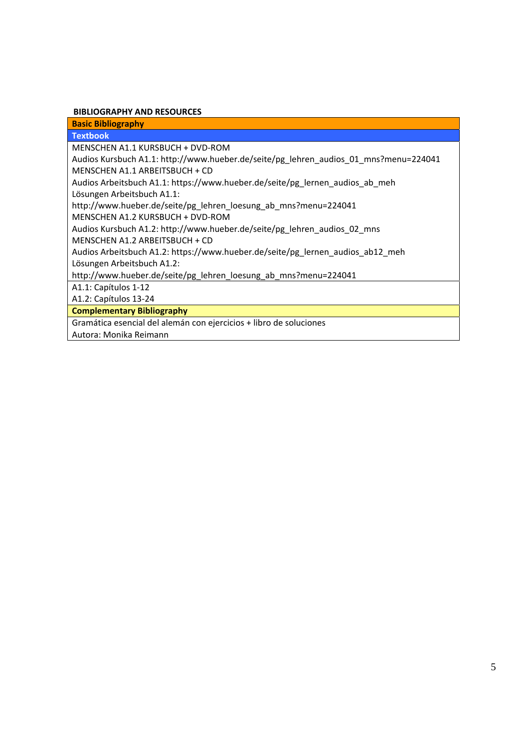**BIBLIOGRAPHY AND RESOURCES**

| **Basic Bibliography** |
|---|
| **Textbook** |
| MENSCHEN A1.1 KURSBUCH + DVD-ROM<br>Audios Kursbuch A1.1: http://www.hueber.de/seite/pg_lehren_audios_01_mns?menu=224041<br>MENSCHEN A1.1 ARBEITSBUCH + CD<br>Audios Arbeitsbuch A1.1: https://www.hueber.de/seite/pg_lernen_audios_ab_meh<br>Lösungen Arbeitsbuch A1.1:<br>http://www.hueber.de/seite/pg_lehren_loesung_ab_mns?menu=224041<br>MENSCHEN A1.2 KURSBUCH + DVD-ROM<br>Audios Kursbuch A1.2: http://www.hueber.de/seite/pg_lehren_audios_02_mns<br>MENSCHEN A1.2 ARBEITSBUCH + CD<br>Audios Arbeitsbuch A1.2: https://www.hueber.de/seite/pg_lernen_audios_ab12_meh<br>Lösungen Arbeitsbuch A1.2:<br>http://www.hueber.de/seite/pg_lehren_loesung_ab_mns?menu=224041 |
| A1.1: Capítulos 1-12<br>A1.2: Capítulos 13-24 |
| **Complementary Bibliography** |
| Gramática esencial del alemán con ejercicios + libro de soluciones<br>Autora: Monika Reimann |